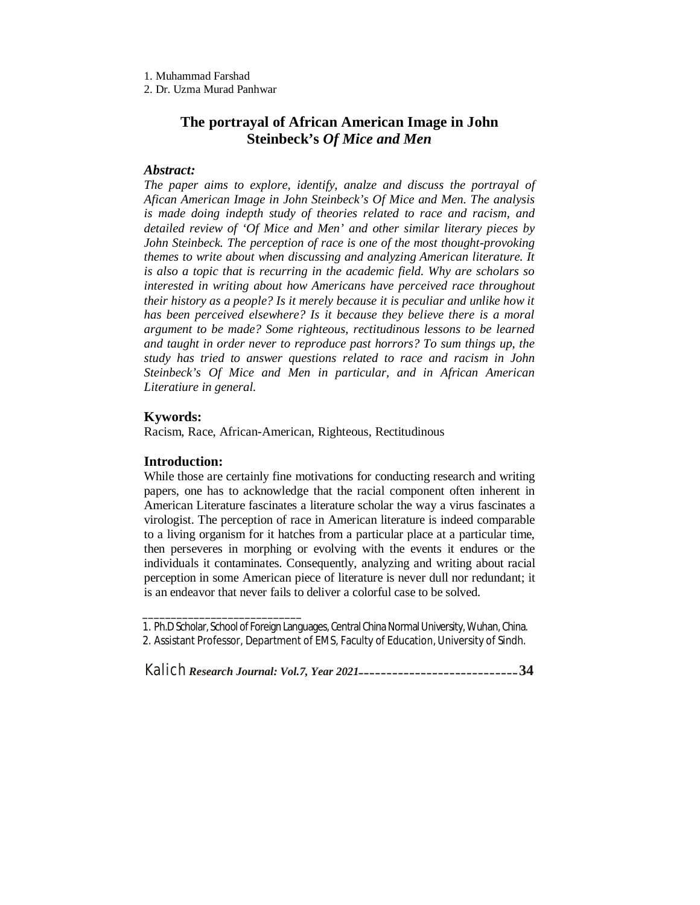1. Muhammad Farshad
2. Dr. Uzma Murad Panhwar

# The portrayal of African American Image in John Steinbeck's *Of Mice and Men*

### *Abstract:*

*The paper aims to explore, identify, analze and discuss the portrayal of Afican American Image in John Steinbeck's Of Mice and Men. The analysis is made doing indepth study of theories related to race and racism, and detailed review of 'Of Mice and Men' and other similar literary pieces by John Steinbeck. The perception of race is one of the most thought-provoking themes to write about when discussing and analyzing American literature. It is also a topic that is recurring in the academic field. Why are scholars so interested in writing about how Americans have perceived race throughout their history as a people? Is it merely because it is peculiar and unlike how it has been perceived elsewhere? Is it because they believe there is a moral argument to be made? Some righteous, rectitudinous lessons to be learned and taught in order never to reproduce past horrors? To sum things up, the study has tried to answer questions related to race and racism in John Steinbeck's Of Mice and Men in particular, and in African American Literatiure in general.*

### Kywords:

Racism, Race, African-American, Righteous, Rectitudinous

### Introduction:

While those are certainly fine motivations for conducting research and writing papers, one has to acknowledge that the racial component often inherent in American Literature fascinates a literature scholar the way a virus fascinates a virologist. The perception of race in American literature is indeed comparable to a living organism for it hatches from a particular place at a particular time, then perseveres in morphing or evolving with the events it endures or the individuals it contaminates. Consequently, analyzing and writing about racial perception in some American piece of literature is never dull nor redundant; it is an endeavor that never fails to deliver a colorful case to be solved.

---

1. Ph.D Scholar, School of Foreign Languages, Central China Normal University, Wuhan, China.
2. Assistant Professor, Department of EMS, Faculty of Education, University of Sindh.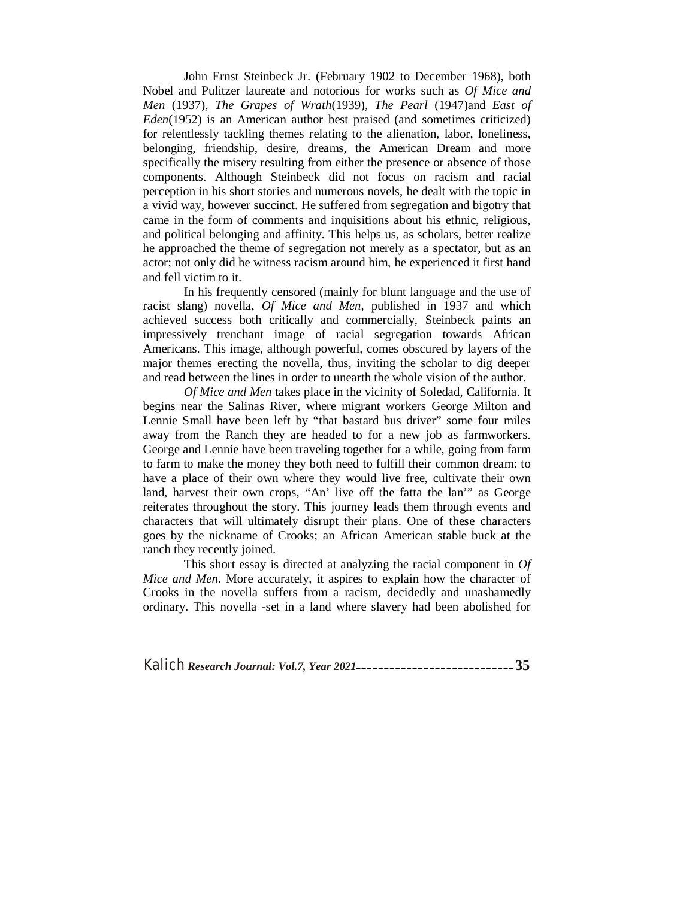John Ernst Steinbeck Jr. (February 1902 to December 1968), both Nobel and Pulitzer laureate and notorious for works such as *Of Mice and Men* (1937), *The Grapes of Wrath*(1939), *The Pearl* (1947)and *East of Eden*(1952) is an American author best praised (and sometimes criticized) for relentlessly tackling themes relating to the alienation, labor, loneliness, belonging, friendship, desire, dreams, the American Dream and more specifically the misery resulting from either the presence or absence of those components. Although Steinbeck did not focus on racism and racial perception in his short stories and numerous novels, he dealt with the topic in a vivid way, however succinct. He suffered from segregation and bigotry that came in the form of comments and inquisitions about his ethnic, religious, and political belonging and affinity. This helps us, as scholars, better realize he approached the theme of segregation not merely as a spectator, but as an actor; not only did he witness racism around him, he experienced it first hand and fell victim to it.

In his frequently censored (mainly for blunt language and the use of racist slang) novella, *Of Mice and Men*, published in 1937 and which achieved success both critically and commercially, Steinbeck paints an impressively trenchant image of racial segregation towards African Americans. This image, although powerful, comes obscured by layers of the major themes erecting the novella, thus, inviting the scholar to dig deeper and read between the lines in order to unearth the whole vision of the author.

*Of Mice and Men* takes place in the vicinity of Soledad, California. It begins near the Salinas River, where migrant workers George Milton and Lennie Small have been left by "that bastard bus driver" some four miles away from the Ranch they are headed to for a new job as farmworkers. George and Lennie have been traveling together for a while, going from farm to farm to make the money they both need to fulfill their common dream: to have a place of their own where they would live free, cultivate their own land, harvest their own crops, "An' live off the fatta the lan'" as George reiterates throughout the story. This journey leads them through events and characters that will ultimately disrupt their plans. One of these characters goes by the nickname of Crooks; an African American stable buck at the ranch they recently joined.

This short essay is directed at analyzing the racial component in *Of Mice and Men*. More accurately, it aspires to explain how the character of Crooks in the novella suffers from a racism, decidedly and unashamedly ordinary. This novella -set in a land where slavery had been abolished for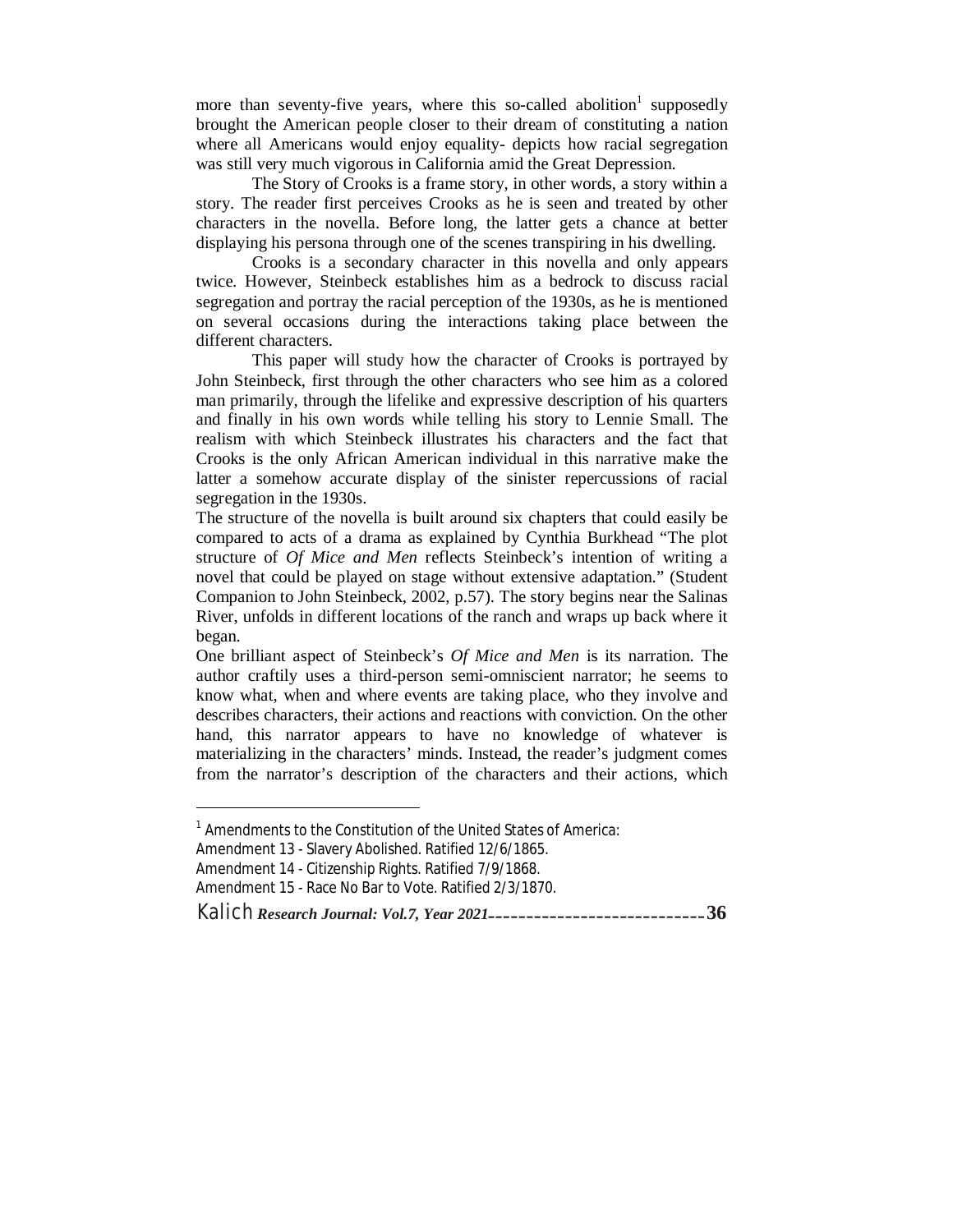more than seventy-five years, where this so-called abolition[1] supposedly brought the American people closer to their dream of constituting a nation where all Americans would enjoy equality- depicts how racial segregation was still very much vigorous in California amid the Great Depression.

The Story of Crooks is a frame story, in other words, a story within a story. The reader first perceives Crooks as he is seen and treated by other characters in the novella. Before long, the latter gets a chance at better displaying his persona through one of the scenes transpiring in his dwelling.

Crooks is a secondary character in this novella and only appears twice. However, Steinbeck establishes him as a bedrock to discuss racial segregation and portray the racial perception of the 1930s, as he is mentioned on several occasions during the interactions taking place between the different characters.

This paper will study how the character of Crooks is portrayed by John Steinbeck, first through the other characters who see him as a colored man primarily, through the lifelike and expressive description of his quarters and finally in his own words while telling his story to Lennie Small. The realism with which Steinbeck illustrates his characters and the fact that Crooks is the only African American individual in this narrative make the latter a somehow accurate display of the sinister repercussions of racial segregation in the 1930s.

The structure of the novella is built around six chapters that could easily be compared to acts of a drama as explained by Cynthia Burkhead "The plot structure of *Of Mice and Men* reflects Steinbeck's intention of writing a novel that could be played on stage without extensive adaptation." (Student Companion to John Steinbeck, 2002, p.57). The story begins near the Salinas River, unfolds in different locations of the ranch and wraps up back where it began.

One brilliant aspect of Steinbeck's *Of Mice and Men* is its narration. The author craftily uses a third-person semi-omniscient narrator; he seems to know what, when and where events are taking place, who they involve and describes characters, their actions and reactions with conviction. On the other hand, this narrator appears to have no knowledge of whatever is materializing in the characters' minds. Instead, the reader's judgment comes from the narrator's description of the characters and their actions, which

---

[1] Amendments to the Constitution of the United States of America:
Amendment 13 - Slavery Abolished. Ratified 12/6/1865.
Amendment 14 - Citizenship Rights. Ratified 7/9/1868.
Amendment 15 - Race No Bar to Vote. Ratified 2/3/1870.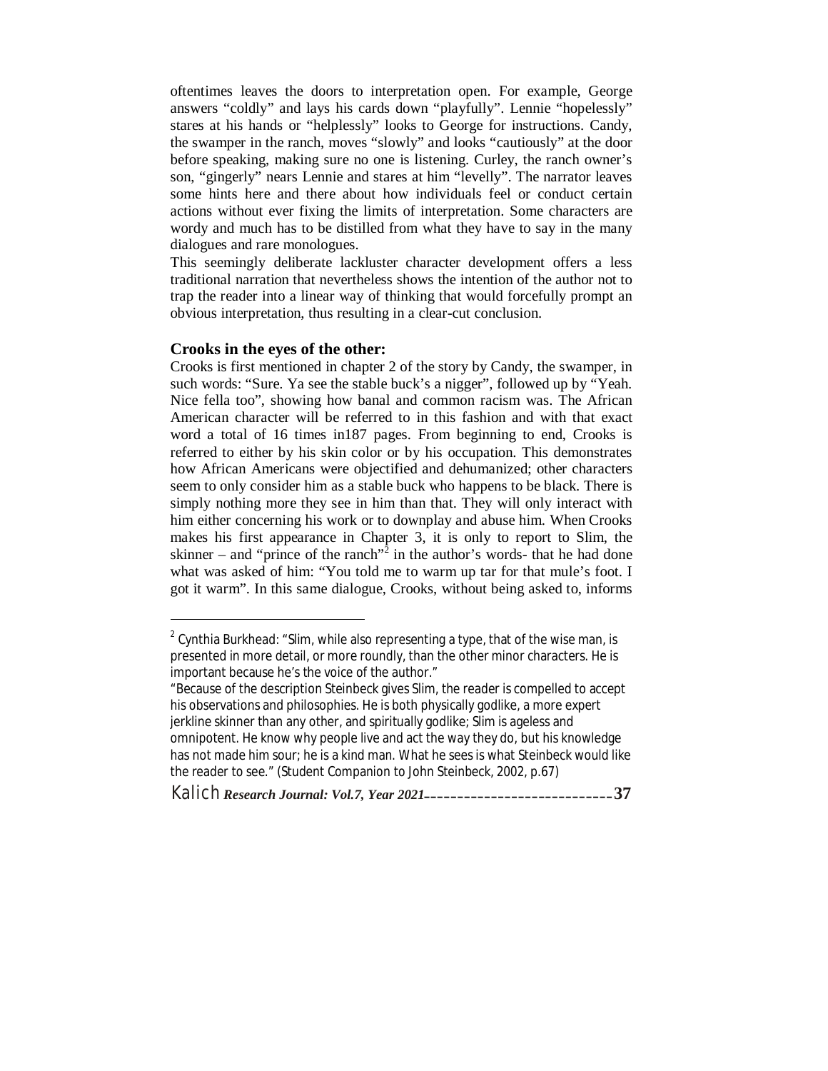oftentimes leaves the doors to interpretation open. For example, George answers "coldly" and lays his cards down "playfully". Lennie "hopelessly" stares at his hands or "helplessly" looks to George for instructions. Candy, the swamper in the ranch, moves "slowly" and looks "cautiously" at the door before speaking, making sure no one is listening. Curley, the ranch owner's son, "gingerly" nears Lennie and stares at him "levelly". The narrator leaves some hints here and there about how individuals feel or conduct certain actions without ever fixing the limits of interpretation. Some characters are wordy and much has to be distilled from what they have to say in the many dialogues and rare monologues.

This seemingly deliberate lackluster character development offers a less traditional narration that nevertheless shows the intention of the author not to trap the reader into a linear way of thinking that would forcefully prompt an obvious interpretation, thus resulting in a clear-cut conclusion.

## Crooks in the eyes of the other:

Crooks is first mentioned in chapter 2 of the story by Candy, the swamper, in such words: "Sure. Ya see the stable buck's a nigger", followed up by "Yeah. Nice fella too", showing how banal and common racism was. The African American character will be referred to in this fashion and with that exact word a total of 16 times in187 pages. From beginning to end, Crooks is referred to either by his skin color or by his occupation. This demonstrates how African Americans were objectified and dehumanized; other characters seem to only consider him as a stable buck who happens to be black. There is simply nothing more they see in him than that. They will only interact with him either concerning his work or to downplay and abuse him. When Crooks makes his first appearance in Chapter 3, it is only to report to Slim, the skinner – and "prince of the ranch"[2] in the author's words- that he had done what was asked of him: "You told me to warm up tar for that mule's foot. I got it warm". In this same dialogue, Crooks, without being asked to, informs

---

[2] Cynthia Burkhead: "Slim, while also representing a type, that of the wise man, is presented in more detail, or more roundly, than the other minor characters. He is important because he's the voice of the author."

"Because of the description Steinbeck gives Slim, the reader is compelled to accept his observations and philosophies. He is both physically godlike, a more expert jerkline skinner than any other, and spiritually godlike; Slim is ageless and omnipotent. He know why people live and act the way they do, but his knowledge has not made him sour; he is a kind man. What he sees is what Steinbeck would like the reader to see." (Student Companion to John Steinbeck, 2002, p.67)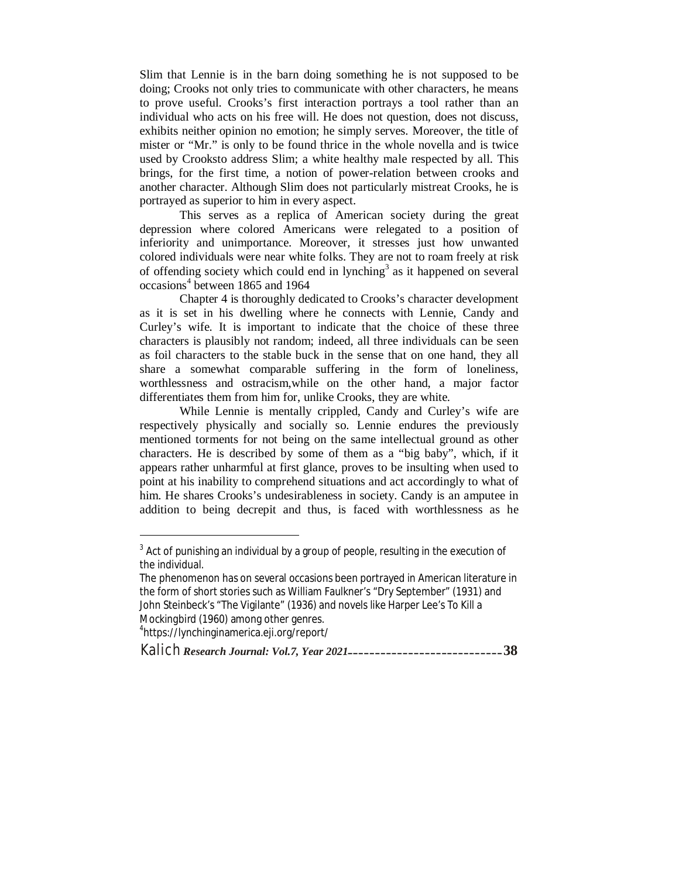Slim that Lennie is in the barn doing something he is not supposed to be doing; Crooks not only tries to communicate with other characters, he means to prove useful. Crooks's first interaction portrays a tool rather than an individual who acts on his free will. He does not question, does not discuss, exhibits neither opinion no emotion; he simply serves. Moreover, the title of mister or "Mr." is only to be found thrice in the whole novella and is twice used by Crooksto address Slim; a white healthy male respected by all. This brings, for the first time, a notion of power-relation between crooks and another character. Although Slim does not particularly mistreat Crooks, he is portrayed as superior to him in every aspect.

This serves as a replica of American society during the great depression where colored Americans were relegated to a position of inferiority and unimportance. Moreover, it stresses just how unwanted colored individuals were near white folks. They are not to roam freely at risk of offending society which could end in lynching[3] as it happened on several occasions[4] between 1865 and 1964

Chapter 4 is thoroughly dedicated to Crooks's character development as it is set in his dwelling where he connects with Lennie, Candy and Curley's wife. It is important to indicate that the choice of these three characters is plausibly not random; indeed, all three individuals can be seen as foil characters to the stable buck in the sense that on one hand, they all share a somewhat comparable suffering in the form of loneliness, worthlessness and ostracism,while on the other hand, a major factor differentiates them from him for, unlike Crooks, they are white.

While Lennie is mentally crippled, Candy and Curley's wife are respectively physically and socially so. Lennie endures the previously mentioned torments for not being on the same intellectual ground as other characters. He is described by some of them as a "big baby", which, if it appears rather unharmful at first glance, proves to be insulting when used to point at his inability to comprehend situations and act accordingly to what of him. He shares Crooks's undesirableness in society. Candy is an amputee in addition to being decrepit and thus, is faced with worthlessness as he

---

[3] Act of punishing an individual by a group of people, resulting in the execution of the individual.

The phenomenon has on several occasions been portrayed in American literature in the form of short stories such as William Faulkner's "Dry September" (1931) and John Steinbeck's "The Vigilante" (1936) and novels like Harper Lee's To Kill a Mockingbird (1960) among other genres.

[4]https://lynchinginamerica.eji.org/report/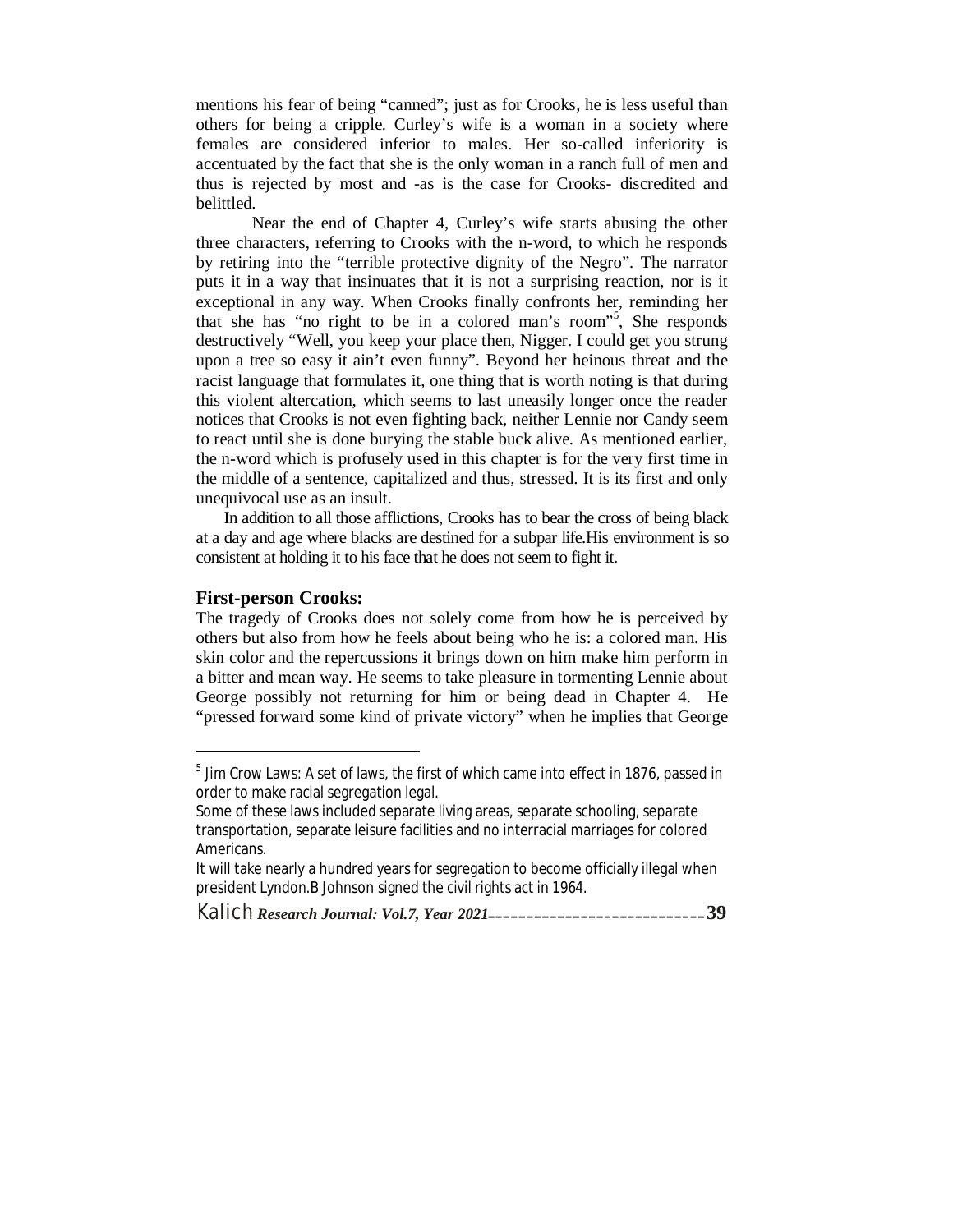mentions his fear of being "canned"; just as for Crooks, he is less useful than others for being a cripple. Curley's wife is a woman in a society where females are considered inferior to males. Her so-called inferiority is accentuated by the fact that she is the only woman in a ranch full of men and thus is rejected by most and -as is the case for Crooks- discredited and belittled.

Near the end of Chapter 4, Curley's wife starts abusing the other three characters, referring to Crooks with the n-word, to which he responds by retiring into the "terrible protective dignity of the Negro". The narrator puts it in a way that insinuates that it is not a surprising reaction, nor is it exceptional in any way. When Crooks finally confronts her, reminding her that she has "no right to be in a colored man's room"[5], She responds destructively "Well, you keep your place then, Nigger. I could get you strung upon a tree so easy it ain't even funny". Beyond her heinous threat and the racist language that formulates it, one thing that is worth noting is that during this violent altercation, which seems to last uneasily longer once the reader notices that Crooks is not even fighting back, neither Lennie nor Candy seem to react until she is done burying the stable buck alive. As mentioned earlier, the n-word which is profusely used in this chapter is for the very first time in the middle of a sentence, capitalized and thus, stressed. It is its first and only unequivocal use as an insult.

In addition to all those afflictions, Crooks has to bear the cross of being black at a day and age where blacks are destined for a subpar life.His environment is so consistent at holding it to his face that he does not seem to fight it.

### First-person Crooks:

The tragedy of Crooks does not solely come from how he is perceived by others but also from how he feels about being who he is: a colored man. His skin color and the repercussions it brings down on him make him perform in a bitter and mean way. He seems to take pleasure in tormenting Lennie about George possibly not returning for him or being dead in Chapter 4. He "pressed forward some kind of private victory" when he implies that George

---

[5] Jim Crow Laws: A set of laws, the first of which came into effect in 1876, passed in order to make racial segregation legal.

Some of these laws included separate living areas, separate schooling, separate transportation, separate leisure facilities and no interracial marriages for colored Americans.

It will take nearly a hundred years for segregation to become officially illegal when president Lyndon.B Johnson signed the civil rights act in 1964.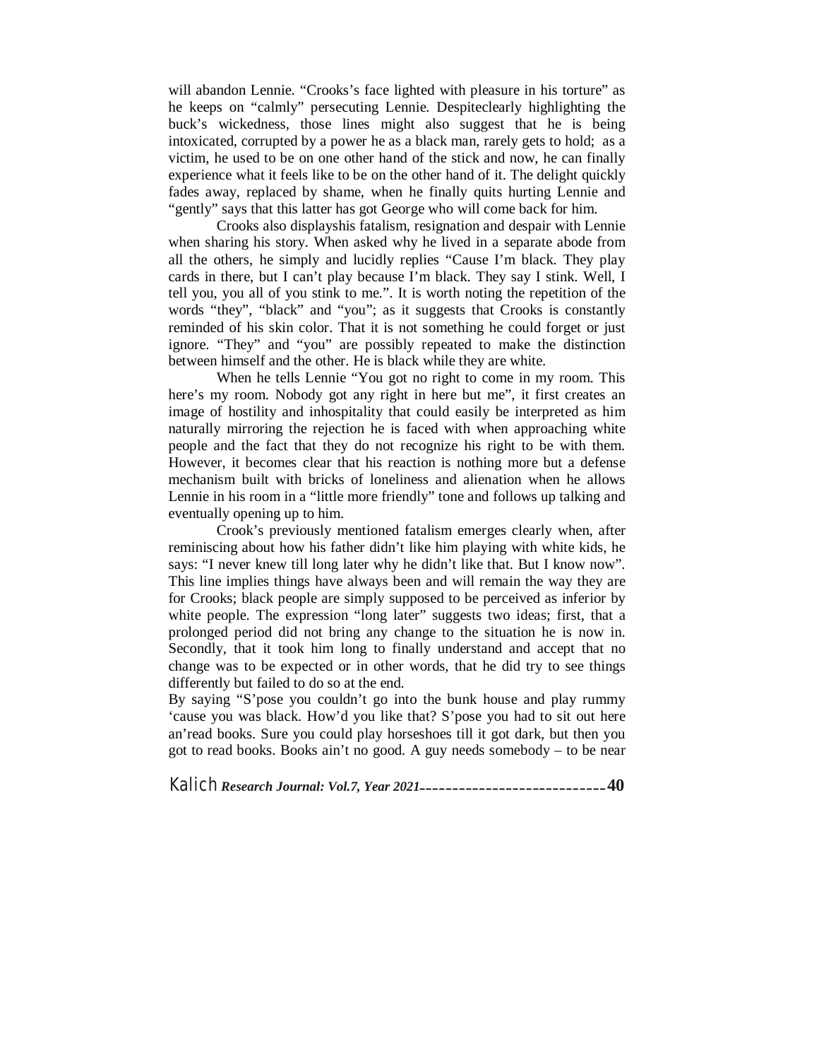will abandon Lennie. "Crooks's face lighted with pleasure in his torture" as he keeps on "calmly" persecuting Lennie. Despiteclearly highlighting the buck's wickedness, those lines might also suggest that he is being intoxicated, corrupted by a power he as a black man, rarely gets to hold; as a victim, he used to be on one other hand of the stick and now, he can finally experience what it feels like to be on the other hand of it. The delight quickly fades away, replaced by shame, when he finally quits hurting Lennie and "gently" says that this latter has got George who will come back for him.

Crooks also displayshis fatalism, resignation and despair with Lennie when sharing his story. When asked why he lived in a separate abode from all the others, he simply and lucidly replies "Cause I'm black. They play cards in there, but I can't play because I'm black. They say I stink. Well, I tell you, you all of you stink to me.". It is worth noting the repetition of the words "they", "black" and "you"; as it suggests that Crooks is constantly reminded of his skin color. That it is not something he could forget or just ignore. "They" and "you" are possibly repeated to make the distinction between himself and the other. He is black while they are white.

When he tells Lennie "You got no right to come in my room. This here's my room. Nobody got any right in here but me", it first creates an image of hostility and inhospitality that could easily be interpreted as him naturally mirroring the rejection he is faced with when approaching white people and the fact that they do not recognize his right to be with them. However, it becomes clear that his reaction is nothing more but a defense mechanism built with bricks of loneliness and alienation when he allows Lennie in his room in a "little more friendly" tone and follows up talking and eventually opening up to him.

Crook's previously mentioned fatalism emerges clearly when, after reminiscing about how his father didn't like him playing with white kids, he says: "I never knew till long later why he didn't like that. But I know now". This line implies things have always been and will remain the way they are for Crooks; black people are simply supposed to be perceived as inferior by white people. The expression "long later" suggests two ideas; first, that a prolonged period did not bring any change to the situation he is now in. Secondly, that it took him long to finally understand and accept that no change was to be expected or in other words, that he did try to see things differently but failed to do so at the end.

By saying "S'pose you couldn't go into the bunk house and play rummy 'cause you was black. How'd you like that? S'pose you had to sit out here an'read books. Sure you could play horseshoes till it got dark, but then you got to read books. Books ain't no good. A guy needs somebody – to be near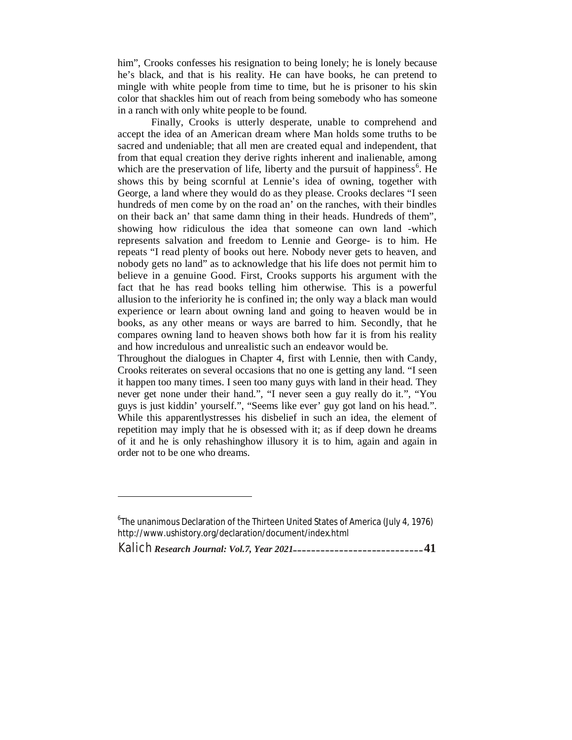him", Crooks confesses his resignation to being lonely; he is lonely because he's black, and that is his reality. He can have books, he can pretend to mingle with white people from time to time, but he is prisoner to his skin color that shackles him out of reach from being somebody who has someone in a ranch with only white people to be found.

Finally, Crooks is utterly desperate, unable to comprehend and accept the idea of an American dream where Man holds some truths to be sacred and undeniable; that all men are created equal and independent, that from that equal creation they derive rights inherent and inalienable, among which are the preservation of life, liberty and the pursuit of happiness[6]. He shows this by being scornful at Lennie's idea of owning, together with George, a land where they would do as they please. Crooks declares "I seen hundreds of men come by on the road an' on the ranches, with their bindles on their back an' that same damn thing in their heads. Hundreds of them", showing how ridiculous the idea that someone can own land -which represents salvation and freedom to Lennie and George- is to him. He repeats "I read plenty of books out here. Nobody never gets to heaven, and nobody gets no land" as to acknowledge that his life does not permit him to believe in a genuine Good. First, Crooks supports his argument with the fact that he has read books telling him otherwise. This is a powerful allusion to the inferiority he is confined in; the only way a black man would experience or learn about owning land and going to heaven would be in books, as any other means or ways are barred to him. Secondly, that he compares owning land to heaven shows both how far it is from his reality and how incredulous and unrealistic such an endeavor would be.

Throughout the dialogues in Chapter 4, first with Lennie, then with Candy, Crooks reiterates on several occasions that no one is getting any land. "I seen it happen too many times. I seen too many guys with land in their head. They never get none under their hand.", "I never seen a guy really do it.", "You guys is just kiddin' yourself.", "Seems like ever' guy got land on his head.". While this apparentlystresses his disbelief in such an idea, the element of repetition may imply that he is obsessed with it; as if deep down he dreams of it and he is only rehashinghow illusory it is to him, again and again in order not to be one who dreams.

---

[6] The unanimous Declaration of the Thirteen United States of America (July 4, 1976) http://www.ushistory.org/declaration/document/index.html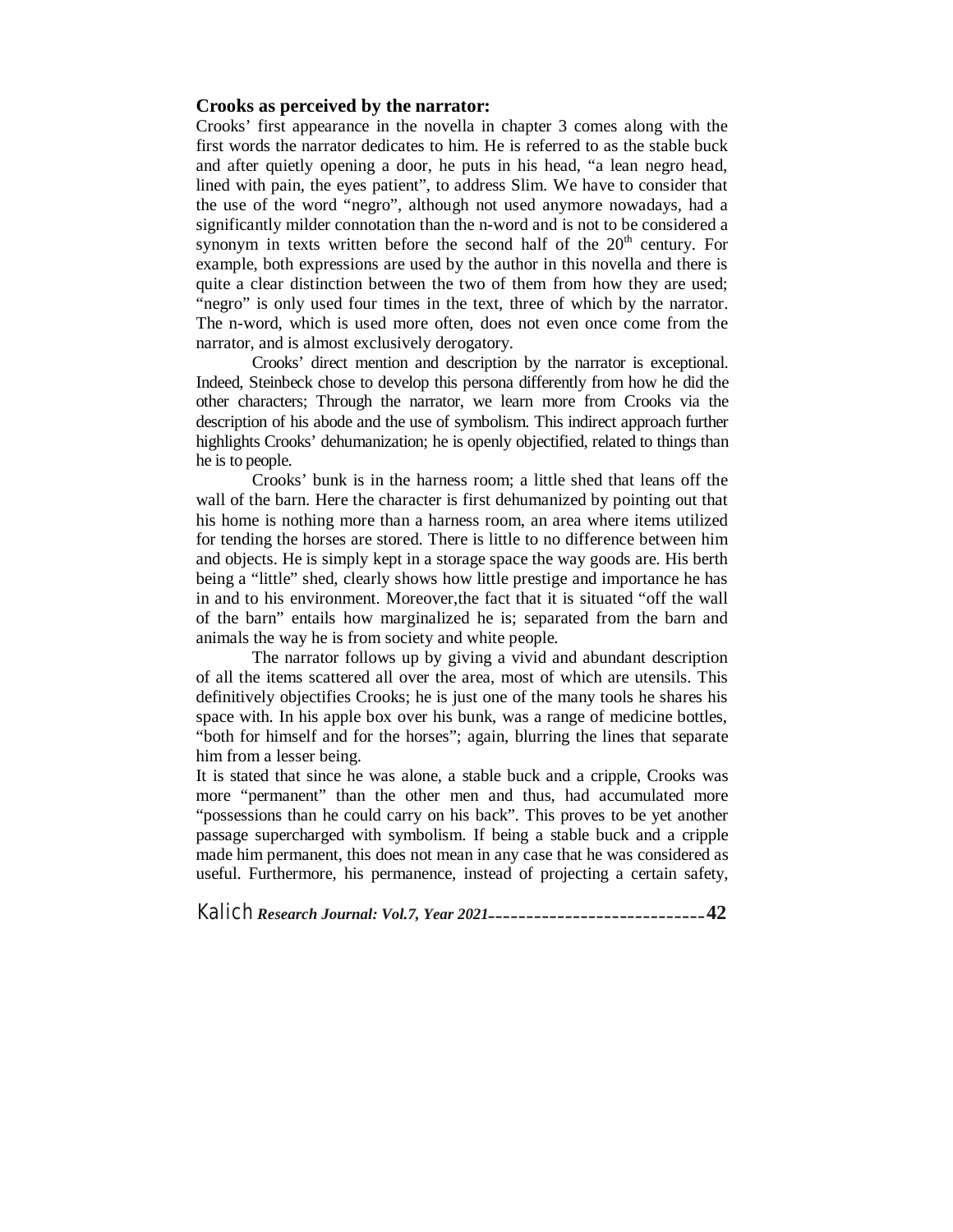**Crooks as perceived by the narrator:**

Crooks' first appearance in the novella in chapter 3 comes along with the first words the narrator dedicates to him. He is referred to as the stable buck and after quietly opening a door, he puts in his head, "a lean negro head, lined with pain, the eyes patient", to address Slim. We have to consider that the use of the word "negro", although not used anymore nowadays, had a significantly milder connotation than the n-word and is not to be considered a synonym in texts written before the second half of the 20th century. For example, both expressions are used by the author in this novella and there is quite a clear distinction between the two of them from how they are used; "negro" is only used four times in the text, three of which by the narrator. The n-word, which is used more often, does not even once come from the narrator, and is almost exclusively derogatory.

Crooks' direct mention and description by the narrator is exceptional. Indeed, Steinbeck chose to develop this persona differently from how he did the other characters; Through the narrator, we learn more from Crooks via the description of his abode and the use of symbolism. This indirect approach further highlights Crooks' dehumanization; he is openly objectified, related to things than he is to people.

Crooks' bunk is in the harness room; a little shed that leans off the wall of the barn. Here the character is first dehumanized by pointing out that his home is nothing more than a harness room, an area where items utilized for tending the horses are stored. There is little to no difference between him and objects. He is simply kept in a storage space the way goods are. His berth being a "little" shed, clearly shows how little prestige and importance he has in and to his environment. Moreover,the fact that it is situated "off the wall of the barn" entails how marginalized he is; separated from the barn and animals the way he is from society and white people.

The narrator follows up by giving a vivid and abundant description of all the items scattered all over the area, most of which are utensils. This definitively objectifies Crooks; he is just one of the many tools he shares his space with. In his apple box over his bunk, was a range of medicine bottles, "both for himself and for the horses"; again, blurring the lines that separate him from a lesser being.

It is stated that since he was alone, a stable buck and a cripple, Crooks was more "permanent" than the other men and thus, had accumulated more "possessions than he could carry on his back". This proves to be yet another passage supercharged with symbolism. If being a stable buck and a cripple made him permanent, this does not mean in any case that he was considered as useful. Furthermore, his permanence, instead of projecting a certain safety,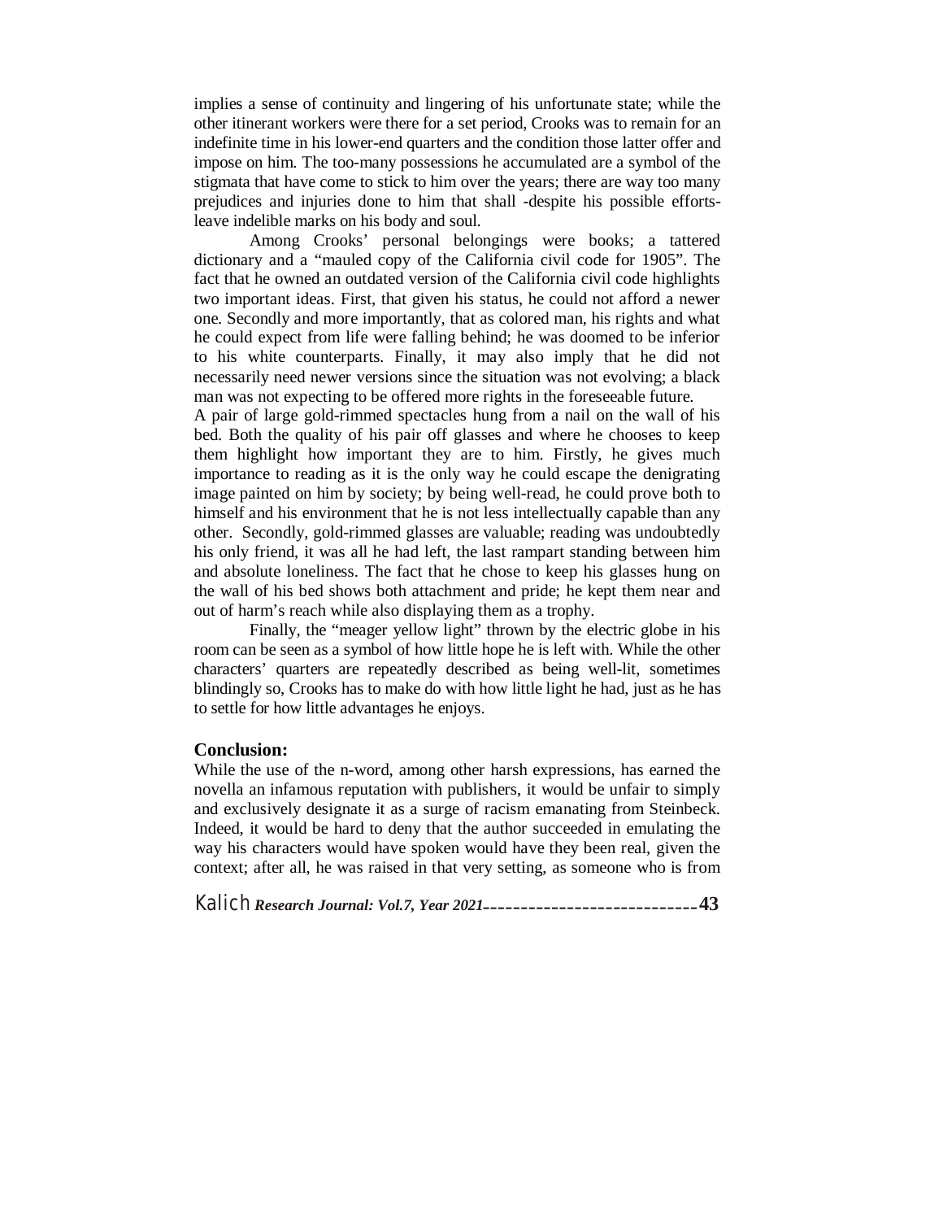implies a sense of continuity and lingering of his unfortunate state; while the other itinerant workers were there for a set period, Crooks was to remain for an indefinite time in his lower-end quarters and the condition those latter offer and impose on him. The too-many possessions he accumulated are a symbol of the stigmata that have come to stick to him over the years; there are way too many prejudices and injuries done to him that shall -despite his possible efforts- leave indelible marks on his body and soul.

Among Crooks' personal belongings were books; a tattered dictionary and a "mauled copy of the California civil code for 1905". The fact that he owned an outdated version of the California civil code highlights two important ideas. First, that given his status, he could not afford a newer one. Secondly and more importantly, that as colored man, his rights and what he could expect from life were falling behind; he was doomed to be inferior to his white counterparts. Finally, it may also imply that he did not necessarily need newer versions since the situation was not evolving; a black man was not expecting to be offered more rights in the foreseeable future.

A pair of large gold-rimmed spectacles hung from a nail on the wall of his bed. Both the quality of his pair off glasses and where he chooses to keep them highlight how important they are to him. Firstly, he gives much importance to reading as it is the only way he could escape the denigrating image painted on him by society; by being well-read, he could prove both to himself and his environment that he is not less intellectually capable than any other. Secondly, gold-rimmed glasses are valuable; reading was undoubtedly his only friend, it was all he had left, the last rampart standing between him and absolute loneliness. The fact that he chose to keep his glasses hung on the wall of his bed shows both attachment and pride; he kept them near and out of harm's reach while also displaying them as a trophy.

Finally, the "meager yellow light" thrown by the electric globe in his room can be seen as a symbol of how little hope he is left with. While the other characters' quarters are repeatedly described as being well-lit, sometimes blindingly so, Crooks has to make do with how little light he had, just as he has to settle for how little advantages he enjoys.

## Conclusion:

While the use of the n-word, among other harsh expressions, has earned the novella an infamous reputation with publishers, it would be unfair to simply and exclusively designate it as a surge of racism emanating from Steinbeck. Indeed, it would be hard to deny that the author succeeded in emulating the way his characters would have spoken would have they been real, given the context; after all, he was raised in that very setting, as someone who is from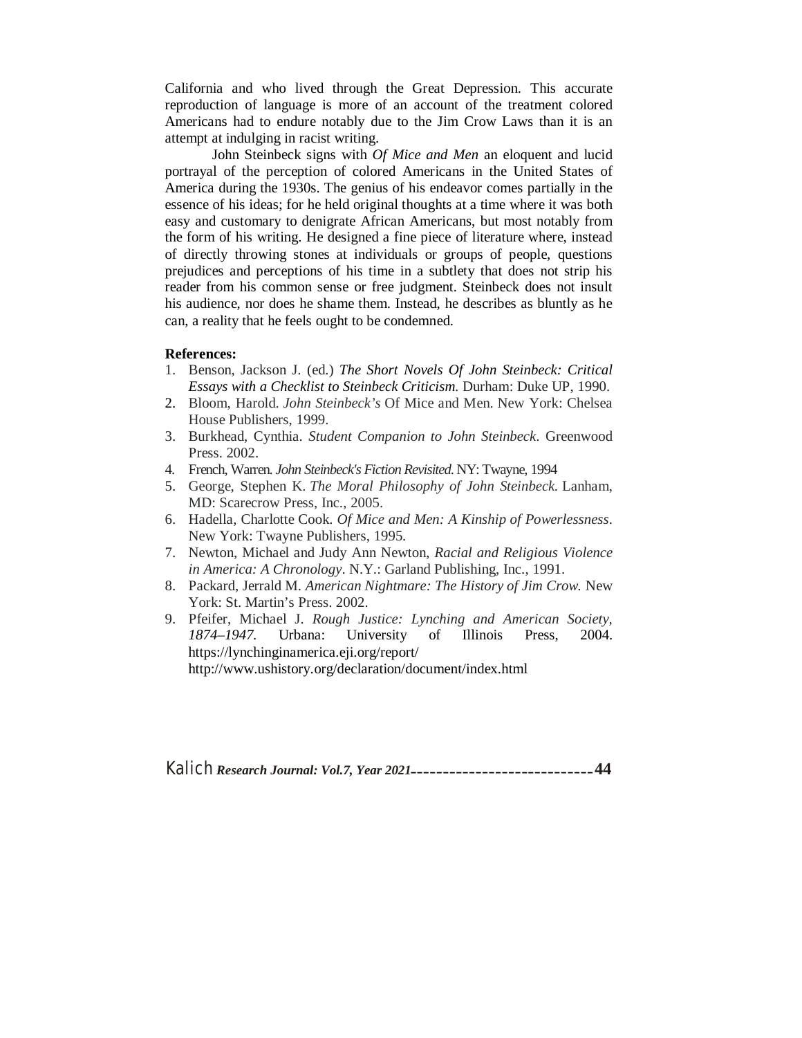California and who lived through the Great Depression. This accurate reproduction of language is more of an account of the treatment colored Americans had to endure notably due to the Jim Crow Laws than it is an attempt at indulging in racist writing.

John Steinbeck signs with *Of Mice and Men* an eloquent and lucid portrayal of the perception of colored Americans in the United States of America during the 1930s. The genius of his endeavor comes partially in the essence of his ideas; for he held original thoughts at a time where it was both easy and customary to denigrate African Americans, but most notably from the form of his writing. He designed a fine piece of literature where, instead of directly throwing stones at individuals or groups of people, questions prejudices and perceptions of his time in a subtlety that does not strip his reader from his common sense or free judgment. Steinbeck does not insult his audience, nor does he shame them. Instead, he describes as bluntly as he can, a reality that he feels ought to be condemned.

**References:**

1. Benson, Jackson J. (ed.) *The Short Novels Of John Steinbeck: Critical Essays with a Checklist to Steinbeck Criticism*. Durham: Duke UP, 1990.
2. Bloom, Harold. *John Steinbeck's* Of Mice and Men. New York: Chelsea House Publishers, 1999.
3. Burkhead, Cynthia. *Student Companion to John Steinbeck*. Greenwood Press. 2002.
4. French, Warren. *John Steinbeck's Fiction Revisited*. NY: Twayne, 1994
5. George, Stephen K. *The Moral Philosophy of John Steinbeck*. Lanham, MD: Scarecrow Press, Inc., 2005.
6. Hadella, Charlotte Cook. *Of Mice and Men: A Kinship of Powerlessness*. New York: Twayne Publishers, 1995.
7. Newton, Michael and Judy Ann Newton, *Racial and Religious Violence in America: A Chronology*. N.Y.: Garland Publishing, Inc., 1991.
8. Packard, Jerrald M. *American Nightmare: The History of Jim Crow.* New York: St. Martin's Press. 2002.
9. Pfeifer, Michael J. *Rough Justice: Lynching and American Society, 1874–1947*. Urbana: University of Illinois Press, 2004. https://lynchinginamerica.eji.org/report/ http://www.ushistory.org/declaration/document/index.html